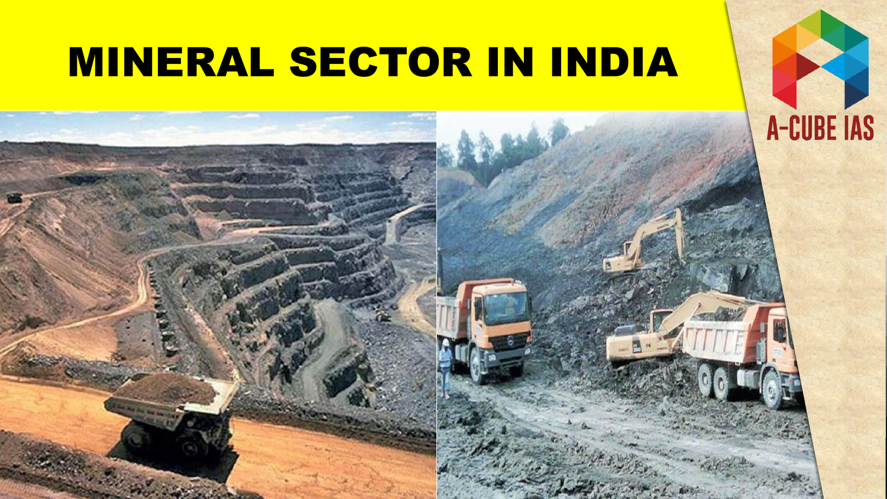# MINERAL SECTOR IN INDIA

A-CUBE IAS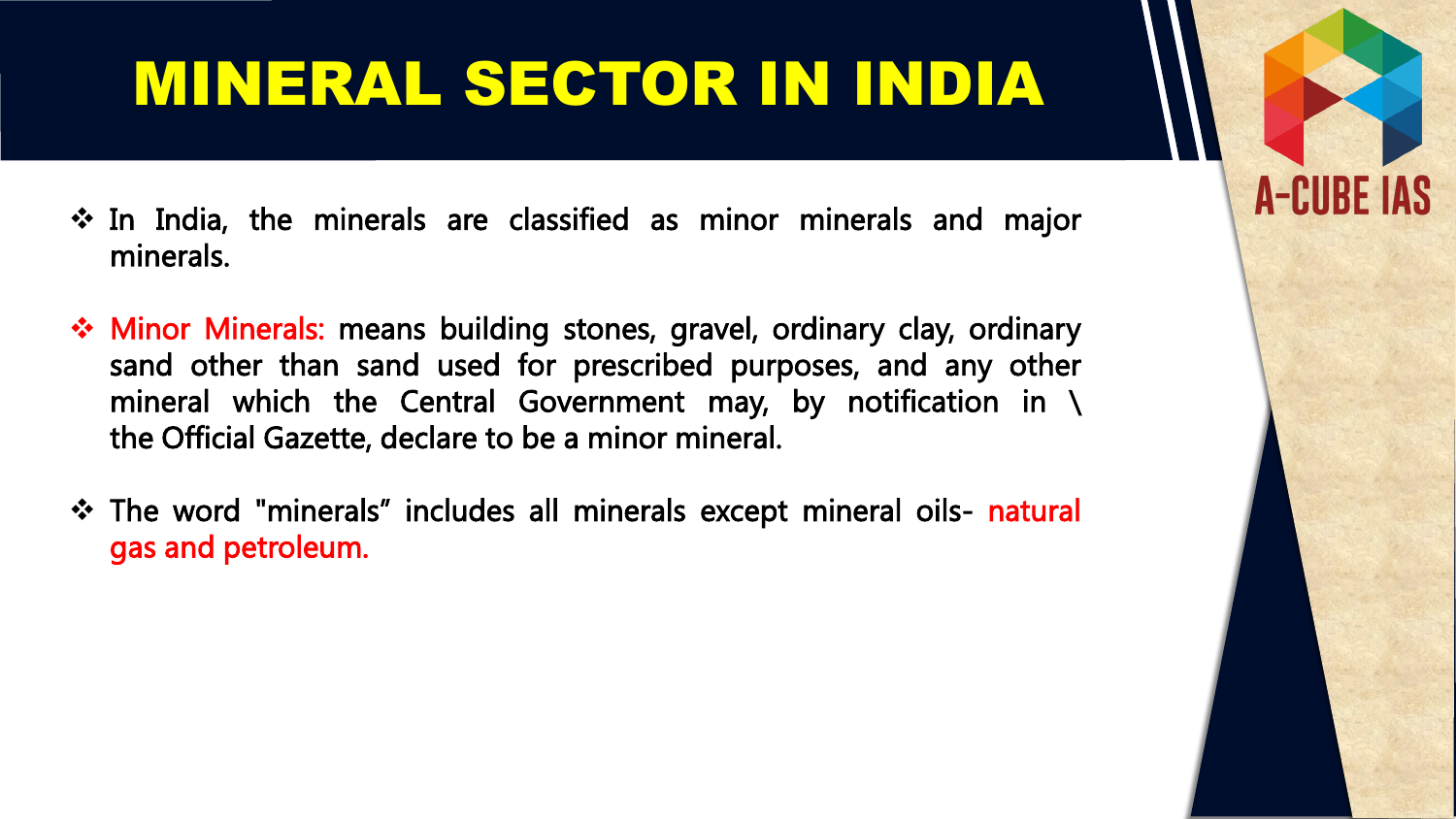# MINERAL SECTOR IN INDIA

- In India, the minerals are classified as minor minerals and major minerals.

- Minor Minerals: means building stones, gravel, ordinary clay, ordinary sand other than sand used for prescribed purposes, and any other mineral which the Central Government may, by notification in \ the Official Gazette, declare to be a minor mineral.

- The word "minerals" includes all minerals except mineral oils- natural gas and petroleum.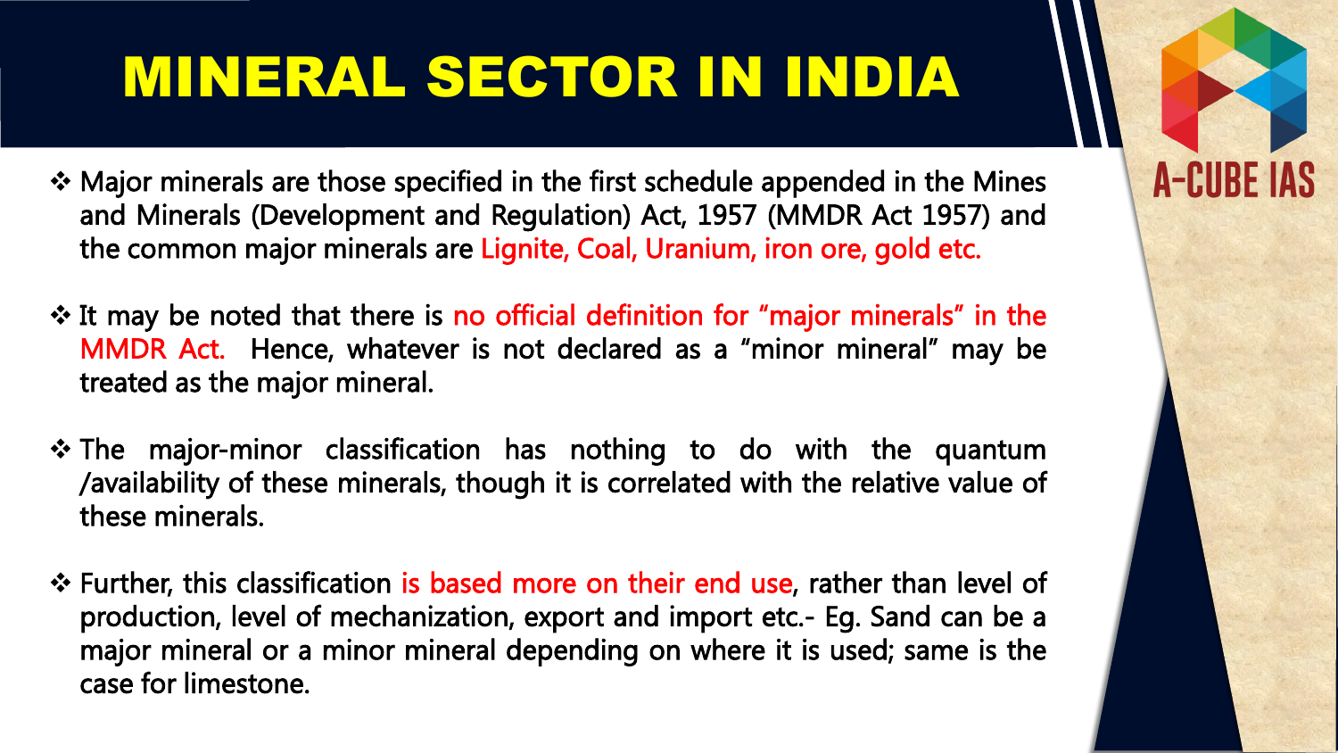# MINERAL SECTOR IN INDIA

- Major minerals are those specified in the first schedule appended in the Mines and Minerals (Development and Regulation) Act, 1957 (MMDR Act 1957) and the common major minerals are Lignite, Coal, Uranium, iron ore, gold etc.

- It may be noted that there is no official definition for "major minerals" in the MMDR Act. Hence, whatever is not declared as a "minor mineral" may be treated as the major mineral.

- The major-minor classification has nothing to do with the quantum /availability of these minerals, though it is correlated with the relative value of these minerals.

- Further, this classification is based more on their end use, rather than level of production, level of mechanization, export and import etc.- Eg. Sand can be a major mineral or a minor mineral depending on where it is used; same is the case for limestone.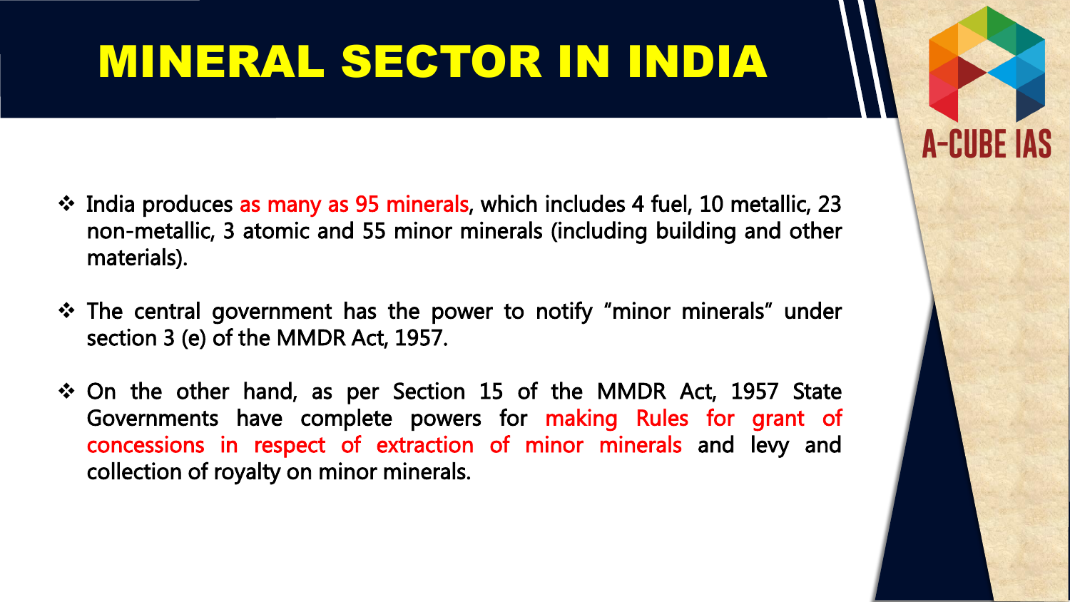# MINERAL SECTOR IN INDIA

- India produces as many as 95 minerals, which includes 4 fuel, 10 metallic, 23 non-metallic, 3 atomic and 55 minor minerals (including building and other materials).

- The central government has the power to notify "minor minerals" under section 3 (e) of the MMDR Act, 1957.

- On the other hand, as per Section 15 of the MMDR Act, 1957 State Governments have complete powers for making Rules for grant of concessions in respect of extraction of minor minerals and levy and collection of royalty on minor minerals.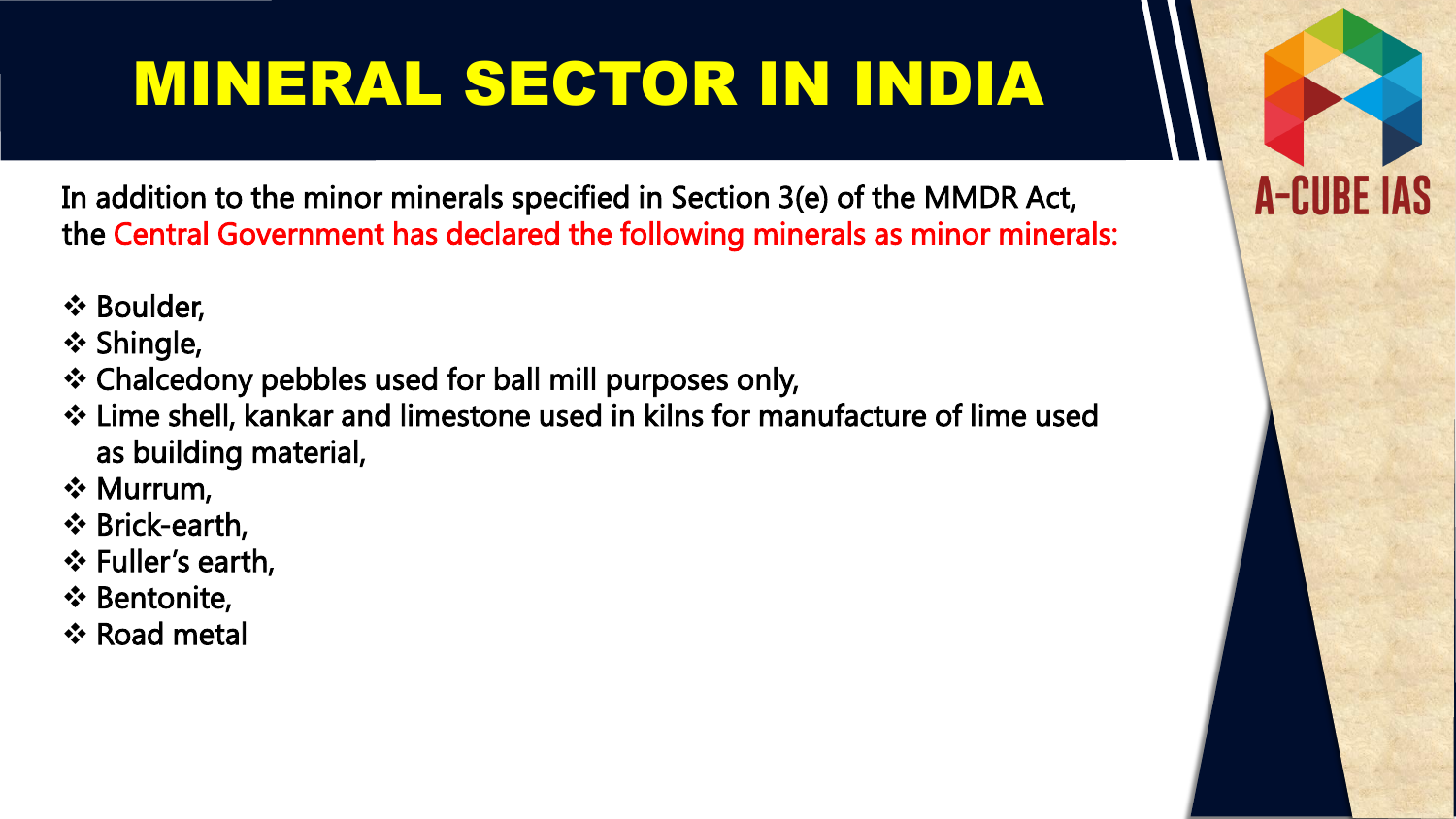# MINERAL SECTOR IN INDIA

In addition to the minor minerals specified in Section 3(e) of the MMDR Act, the Central Government has declared the following minerals as minor minerals:

- Boulder,
- Shingle,
- Chalcedony pebbles used for ball mill purposes only,
- Lime shell, kankar and limestone used in kilns for manufacture of lime used as building material,
- Murrum,
- Brick-earth,
- Fuller's earth,
- Bentonite,
- Road metal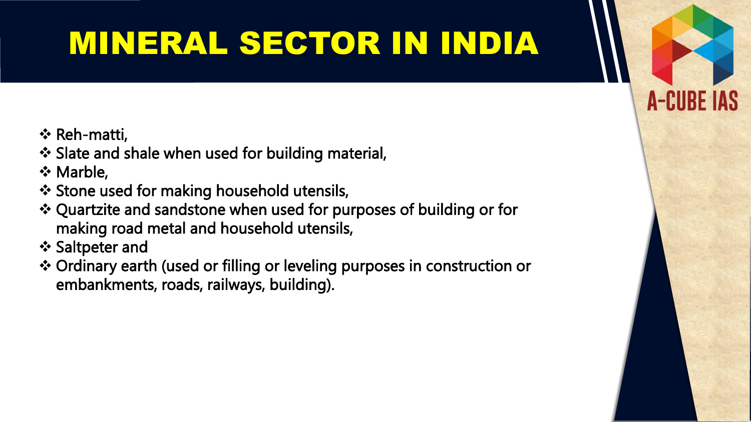# MINERAL SECTOR IN INDIA

- Reh-matti,
- Slate and shale when used for building material,
- Marble,
- Stone used for making household utensils,
- Quartzite and sandstone when used for purposes of building or for making road metal and household utensils,
- Saltpeter and
- Ordinary earth (used or filling or leveling purposes in construction or embankments, roads, railways, building).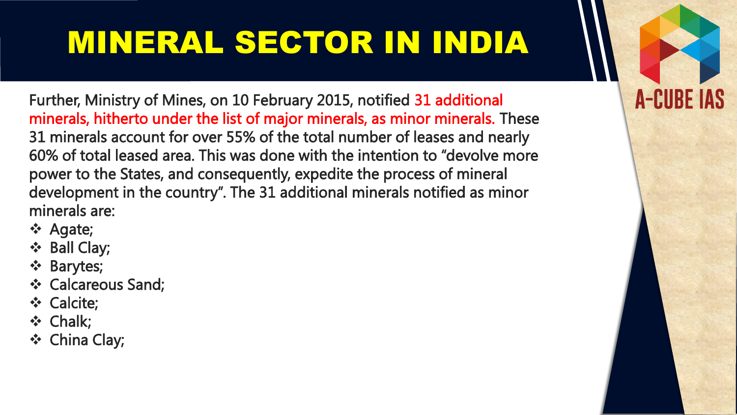# MINERAL SECTOR IN INDIA

Further, Ministry of Mines, on 10 February 2015, notified 31 additional minerals, hitherto under the list of major minerals, as minor minerals. These 31 minerals account for over 55% of the total number of leases and nearly 60% of total leased area. This was done with the intention to "devolve more power to the States, and consequently, expedite the process of mineral development in the country". The 31 additional minerals notified as minor minerals are:

- Agate;
- Ball Clay;
- Barytes;
- Calcareous Sand;
- Calcite;
- Chalk;
- China Clay;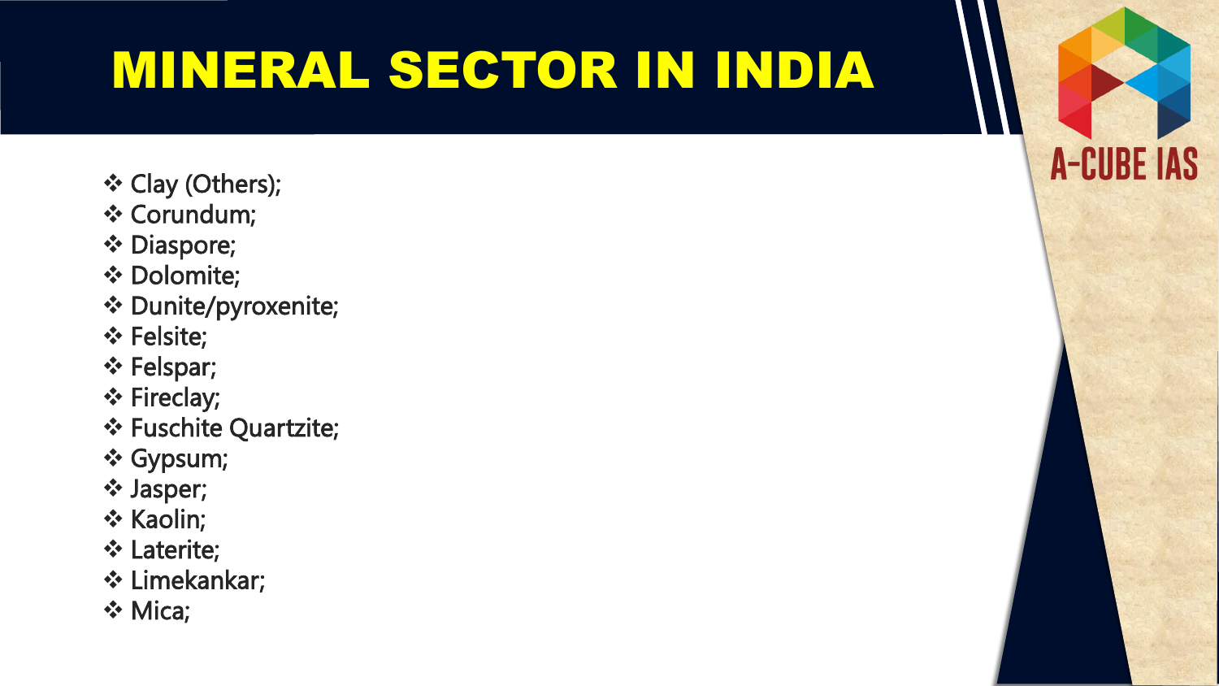# MINERAL SECTOR IN INDIA

- Clay (Others);
- Corundum;
- Diaspore;
- Dolomite;
- Dunite/pyroxenite;
- Felsite;
- Felspar;
- Fireclay;
- Fuschite Quartzite;
- Gypsum;
- Jasper;
- Kaolin;
- Laterite;
- Limekankar;
- Mica;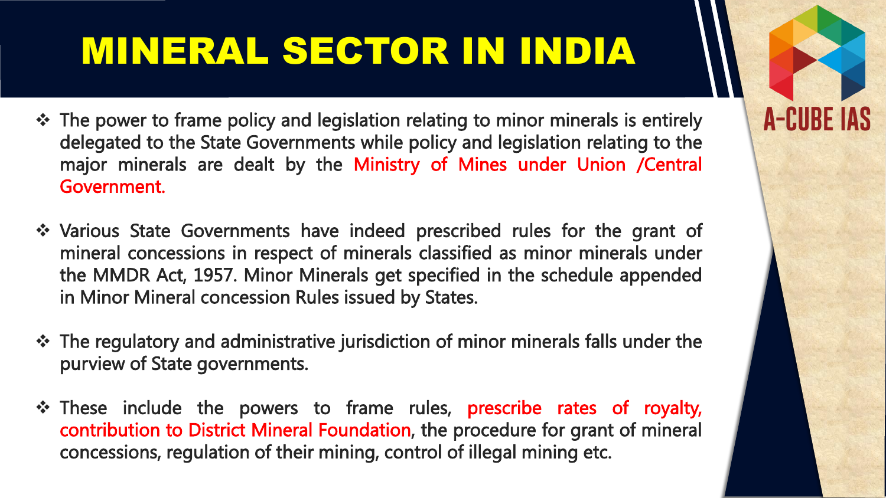# MINERAL SECTOR IN INDIA

- The power to frame policy and legislation relating to minor minerals is entirely delegated to the State Governments while policy and legislation relating to the major minerals are dealt by the Ministry of Mines under Union /Central Government.

- Various State Governments have indeed prescribed rules for the grant of mineral concessions in respect of minerals classified as minor minerals under the MMDR Act, 1957. Minor Minerals get specified in the schedule appended in Minor Mineral concession Rules issued by States.

- The regulatory and administrative jurisdiction of minor minerals falls under the purview of State governments.

- These include the powers to frame rules, prescribe rates of royalty, contribution to District Mineral Foundation, the procedure for grant of mineral concessions, regulation of their mining, control of illegal mining etc.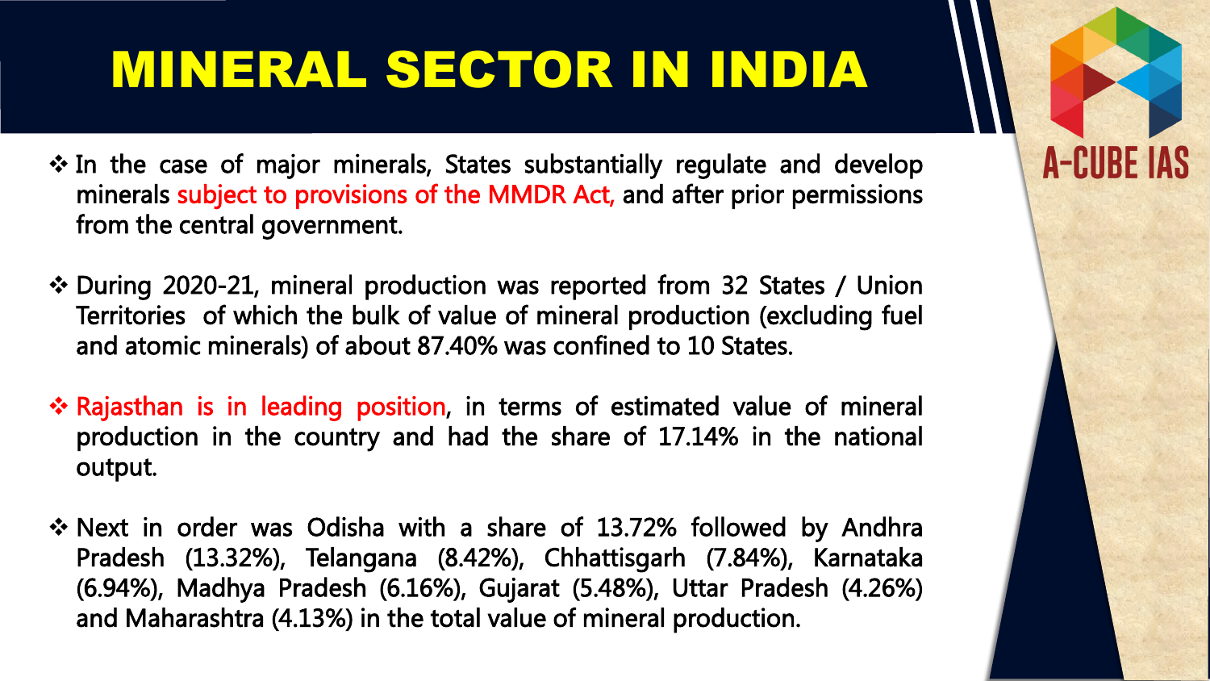# MINERAL SECTOR IN INDIA

- In the case of major minerals, States substantially regulate and develop minerals subject to provisions of the MMDR Act, and after prior permissions from the central government.

- During 2020-21, mineral production was reported from 32 States / Union Territories of which the bulk of value of mineral production (excluding fuel and atomic minerals) of about 87.40% was confined to 10 States.

- Rajasthan is in leading position, in terms of estimated value of mineral production in the country and had the share of 17.14% in the national output.

- Next in order was Odisha with a share of 13.72% followed by Andhra Pradesh (13.32%), Telangana (8.42%), Chhattisgarh (7.84%), Karnataka (6.94%), Madhya Pradesh (6.16%), Gujarat (5.48%), Uttar Pradesh (4.26%) and Maharashtra (4.13%) in the total value of mineral production.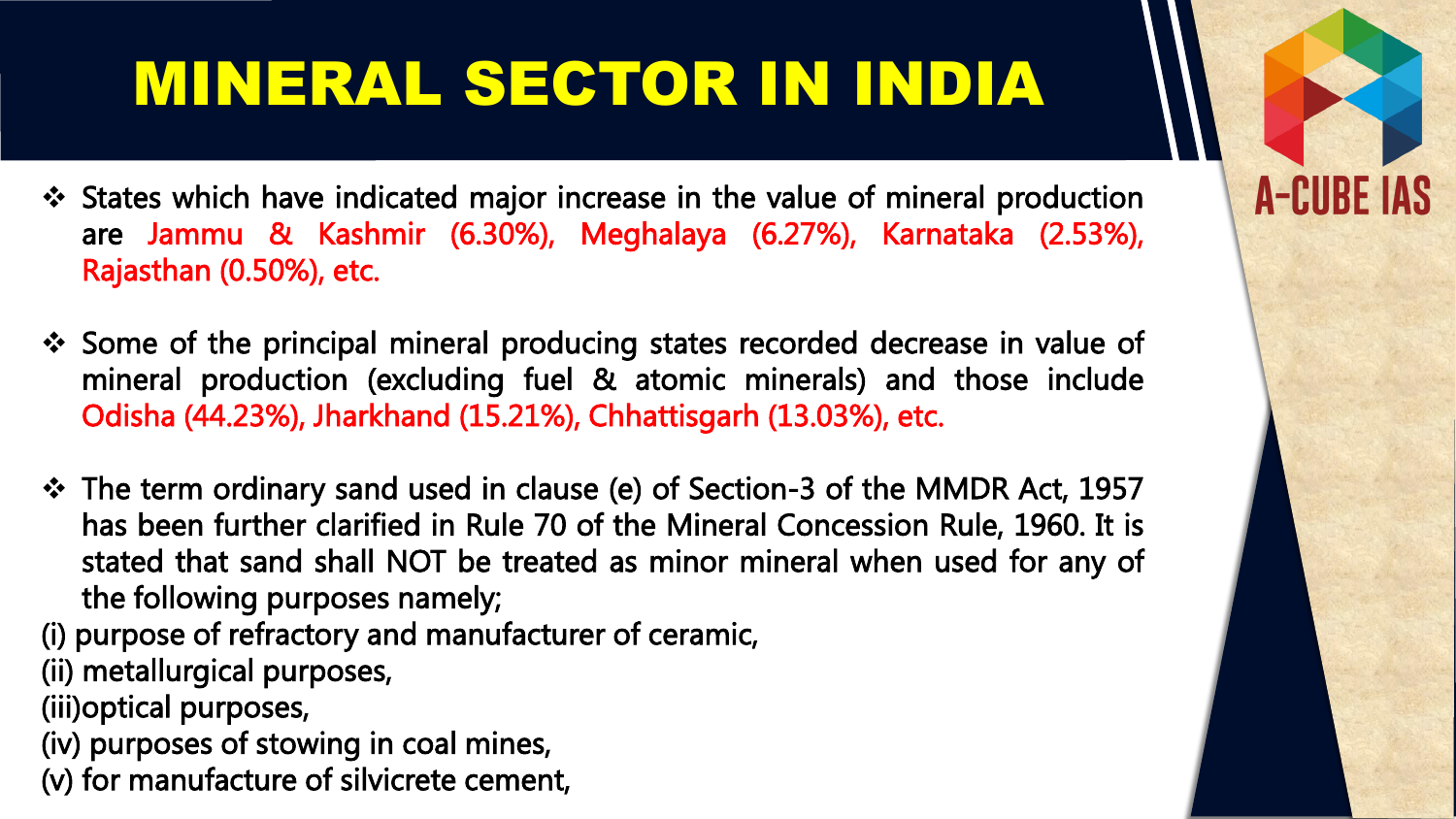# MINERAL SECTOR IN INDIA

- States which have indicated major increase in the value of mineral production are Jammu & Kashmir (6.30%), Meghalaya (6.27%), Karnataka (2.53%), Rajasthan (0.50%), etc.

- Some of the principal mineral producing states recorded decrease in value of mineral production (excluding fuel & atomic minerals) and those include Odisha (44.23%), Jharkhand (15.21%), Chhattisgarh (13.03%), etc.

- The term ordinary sand used in clause (e) of Section-3 of the MMDR Act, 1957 has been further clarified in Rule 70 of the Mineral Concession Rule, 1960. It is stated that sand shall NOT be treated as minor mineral when used for any of the following purposes namely;

(i) purpose of refractory and manufacturer of ceramic,
(ii) metallurgical purposes,
(iii)optical purposes,
(iv) purposes of stowing in coal mines,
(v) for manufacture of silvicrete cement,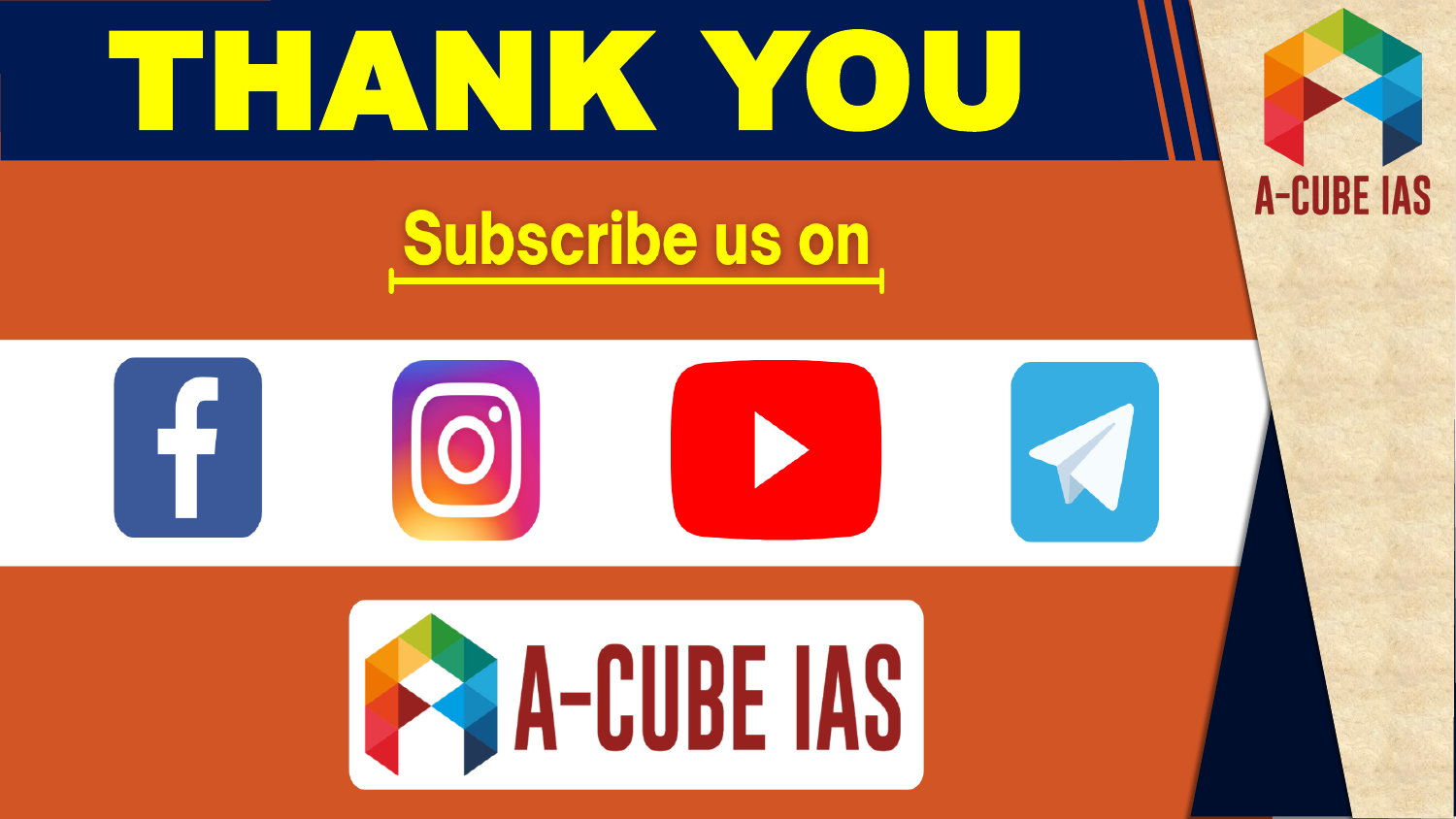# THANK YOU

A-CUBE IAS

## Subscribe us on

A-CUBE IAS